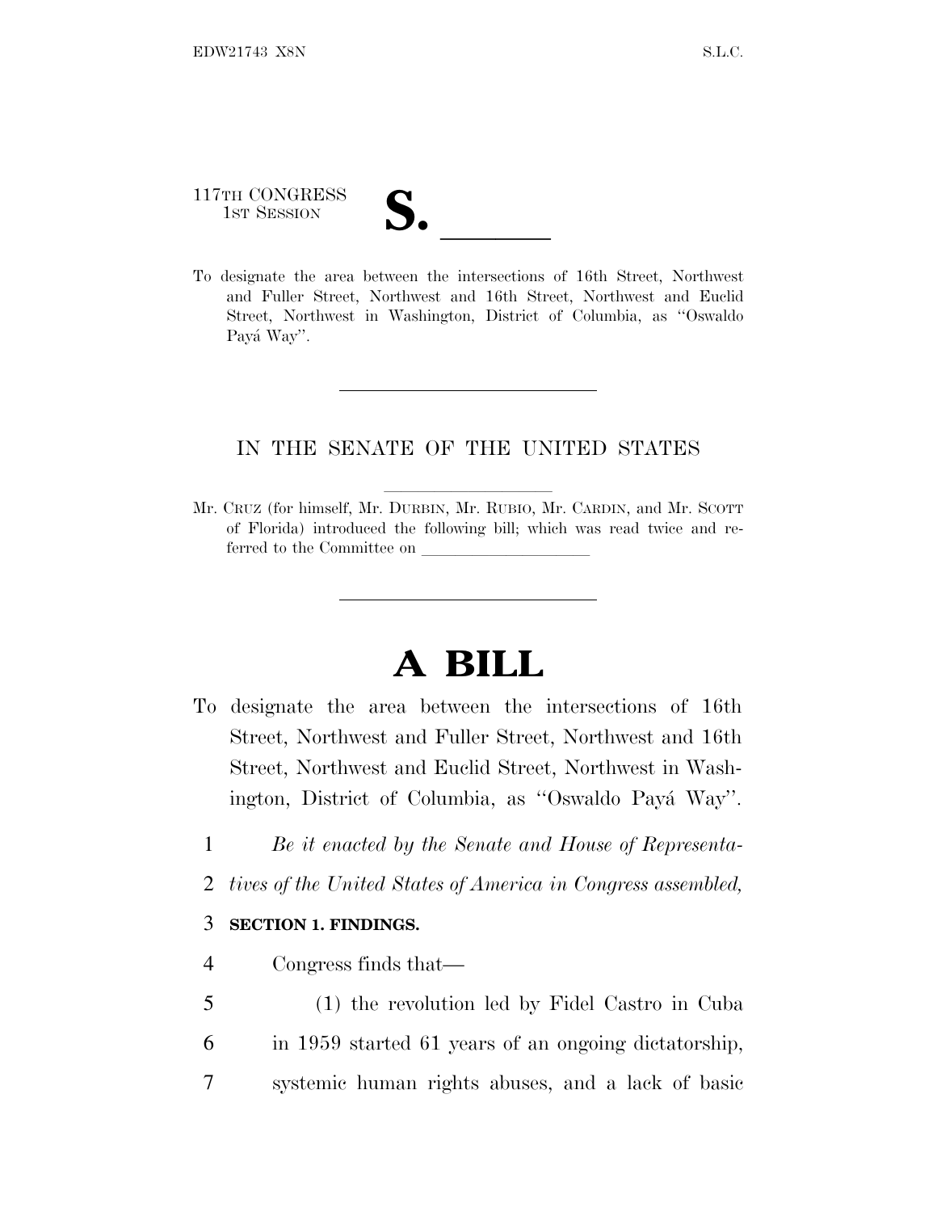117TH CONGRESS
1ST SESSION

# S. \_\_\_\_\_\_

To designate the area between the intersections of 16th Street, Northwest and Fuller Street, Northwest and 16th Street, Northwest and Euclid Street, Northwest in Washington, District of Columbia, as ''Oswaldo Payá Way''.

---

IN THE SENATE OF THE UNITED STATES

---

Mr. CRUZ (for himself, Mr. DURBIN, Mr. RUBIO, Mr. CARDIN, and Mr. SCOTT of Florida) introduced the following bill; which was read twice and referred to the Committee on \_\_\_\_\_\_\_\_\_\_\_\_\_\_\_\_\_\_\_\_

---

# A BILL

To designate the area between the intersections of 16th Street, Northwest and Fuller Street, Northwest and 16th Street, Northwest and Euclid Street, Northwest in Washington, District of Columbia, as ''Oswaldo Payá Way''.

1 *Be it enacted by the Senate and House of Representa-*
2 *tives of the United States of America in Congress assembled,*

3 **SECTION 1. FINDINGS.**

4 Congress finds that—

5 (1) the revolution led by Fidel Castro in Cuba
6 in 1959 started 61 years of an ongoing dictatorship,
7 systemic human rights abuses, and a lack of basic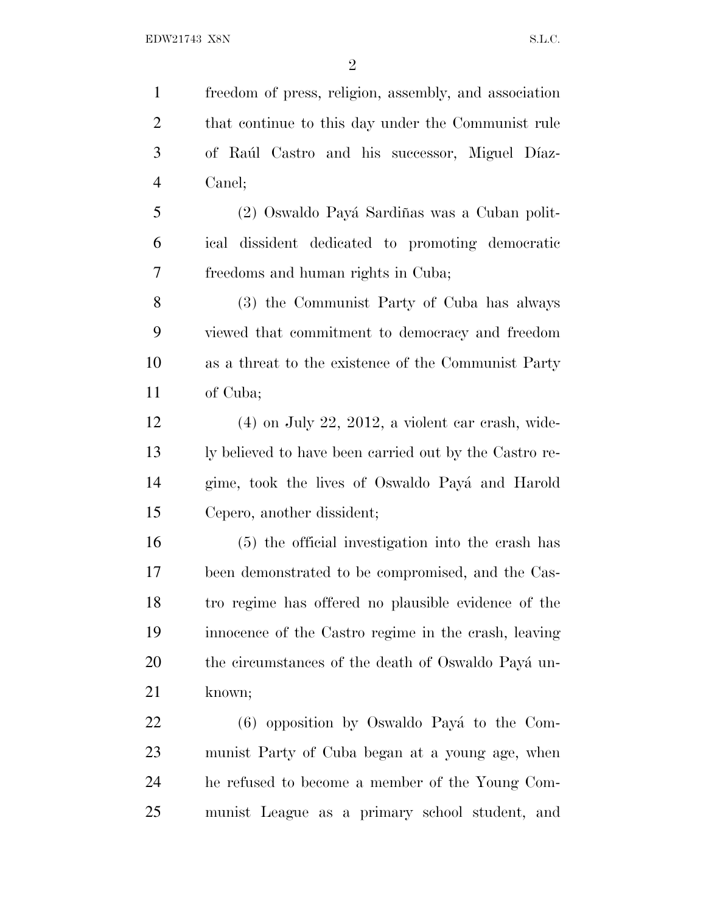freedom of press, religion, assembly, and association that continue to this day under the Communist rule of Raúl Castro and his successor, Miguel Díaz-Canel;

(2) Oswaldo Payá Sardiñas was a Cuban political dissident dedicated to promoting democratic freedoms and human rights in Cuba;

(3) the Communist Party of Cuba has always viewed that commitment to democracy and freedom as a threat to the existence of the Communist Party of Cuba;

(4) on July 22, 2012, a violent car crash, widely believed to have been carried out by the Castro regime, took the lives of Oswaldo Payá and Harold Cepero, another dissident;

(5) the official investigation into the crash has been demonstrated to be compromised, and the Castro regime has offered no plausible evidence of the innocence of the Castro regime in the crash, leaving the circumstances of the death of Oswaldo Payá unknown;

(6) opposition by Oswaldo Payá to the Communist Party of Cuba began at a young age, when he refused to become a member of the Young Communist League as a primary school student, and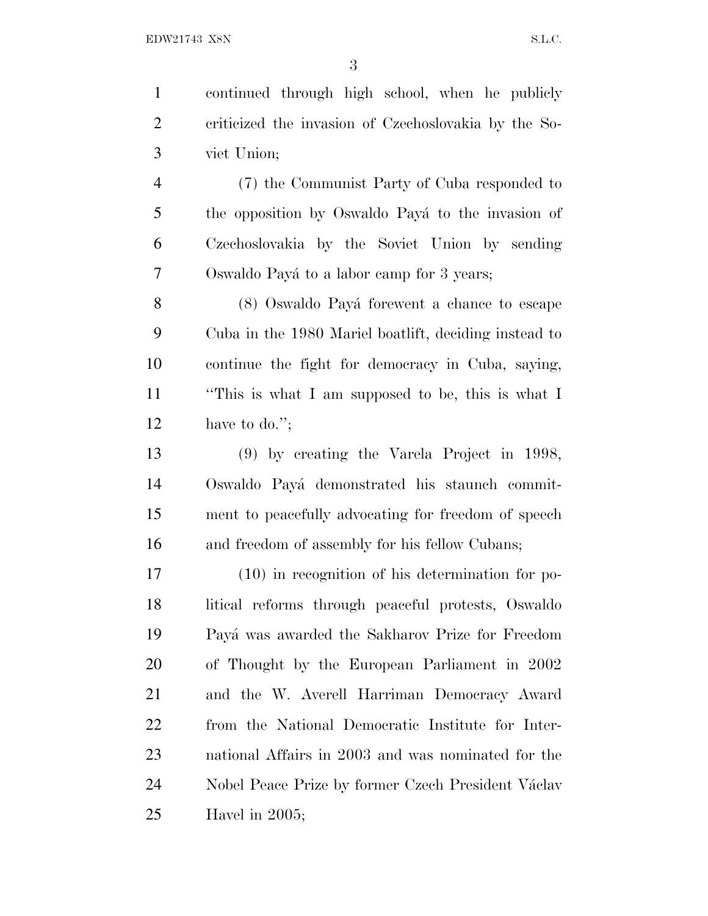continued through high school, when he publicly criticized the invasion of Czechoslovakia by the Soviet Union;

(7) the Communist Party of Cuba responded to the opposition by Oswaldo Payá to the invasion of Czechoslovakia by the Soviet Union by sending Oswaldo Payá to a labor camp for 3 years;

(8) Oswaldo Payá forewent a chance to escape Cuba in the 1980 Mariel boatlift, deciding instead to continue the fight for democracy in Cuba, saying, "This is what I am supposed to be, this is what I have to do.";

(9) by creating the Varela Project in 1998, Oswaldo Payá demonstrated his staunch commitment to peacefully advocating for freedom of speech and freedom of assembly for his fellow Cubans;

(10) in recognition of his determination for political reforms through peaceful protests, Oswaldo Payá was awarded the Sakharov Prize for Freedom of Thought by the European Parliament in 2002 and the W. Averell Harriman Democracy Award from the National Democratic Institute for International Affairs in 2003 and was nominated for the Nobel Peace Prize by former Czech President Václav Havel in 2005;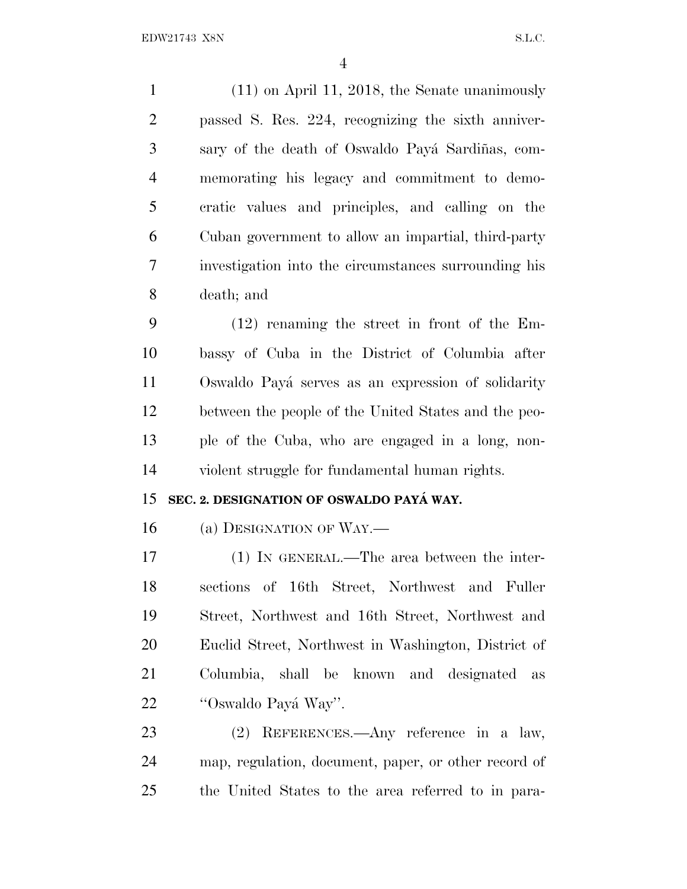(11) on April 11, 2018, the Senate unanimously passed S. Res. 224, recognizing the sixth anniversary of the death of Oswaldo Payá Sardiñas, commemorating his legacy and commitment to democratic values and principles, and calling on the Cuban government to allow an impartial, third-party investigation into the circumstances surrounding his death; and

(12) renaming the street in front of the Embassy of Cuba in the District of Columbia after Oswaldo Payá serves as an expression of solidarity between the people of the United States and the people of the Cuba, who are engaged in a long, nonviolent struggle for fundamental human rights.

### SEC. 2. DESIGNATION OF OSWALDO PAYÁ WAY.

(a) DESIGNATION OF WAY.—

(1) IN GENERAL.—The area between the intersections of 16th Street, Northwest and Fuller Street, Northwest and 16th Street, Northwest and Euclid Street, Northwest in Washington, District of Columbia, shall be known and designated as "Oswaldo Payá Way".

(2) REFERENCES.—Any reference in a law, map, regulation, document, paper, or other record of the United States to the area referred to in para-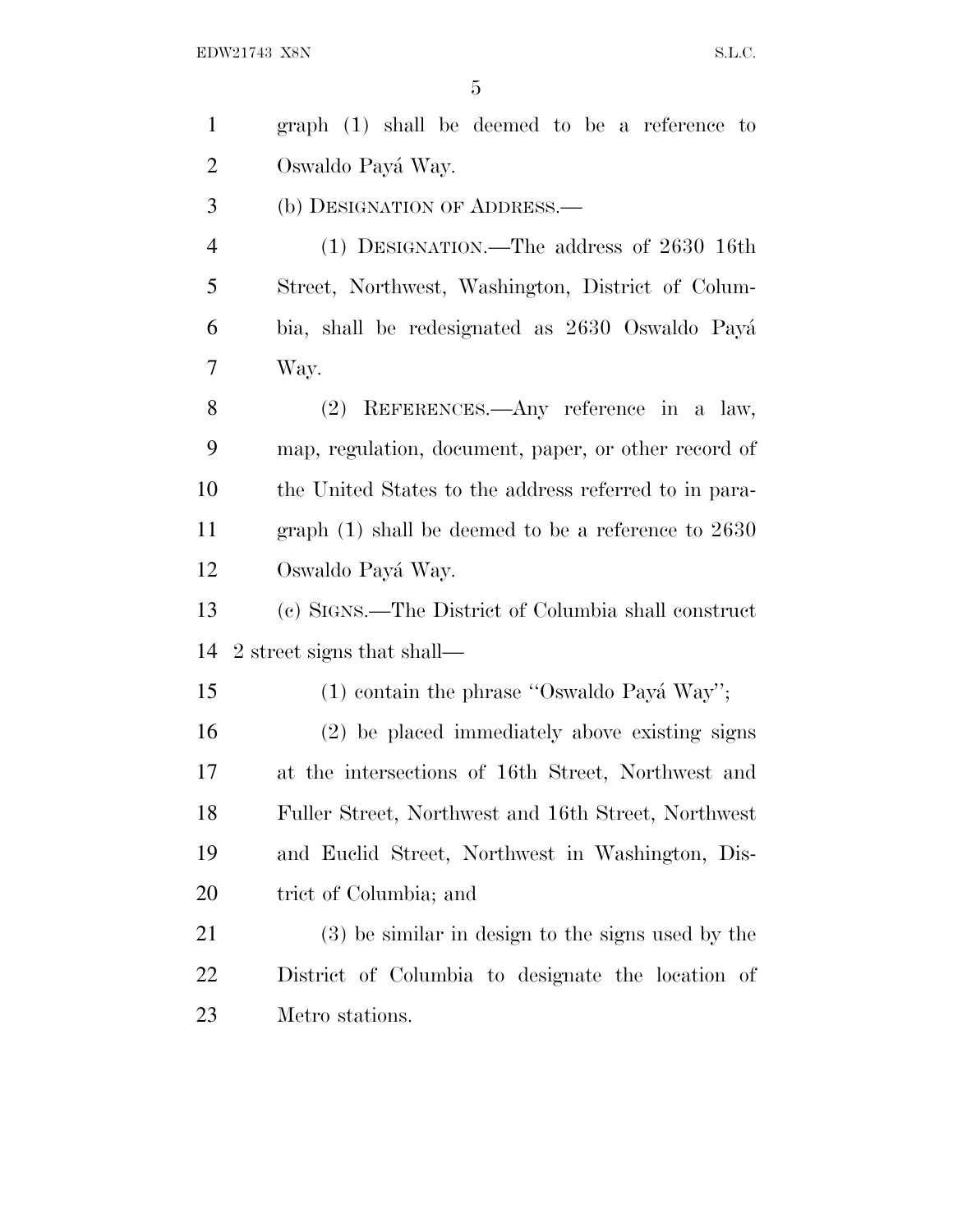graph (1) shall be deemed to be a reference to Oswaldo Payá Way.

(b) DESIGNATION OF ADDRESS.—

(1) DESIGNATION.—The address of 2630 16th Street, Northwest, Washington, District of Columbia, shall be redesignated as 2630 Oswaldo Payá Way.

(2) REFERENCES.—Any reference in a law, map, regulation, document, paper, or other record of the United States to the address referred to in paragraph (1) shall be deemed to be a reference to 2630 Oswaldo Payá Way.

(c) SIGNS.—The District of Columbia shall construct 2 street signs that shall—

(1) contain the phrase ''Oswaldo Payá Way'';

(2) be placed immediately above existing signs at the intersections of 16th Street, Northwest and Fuller Street, Northwest and 16th Street, Northwest and Euclid Street, Northwest in Washington, District of Columbia; and

(3) be similar in design to the signs used by the District of Columbia to designate the location of Metro stations.